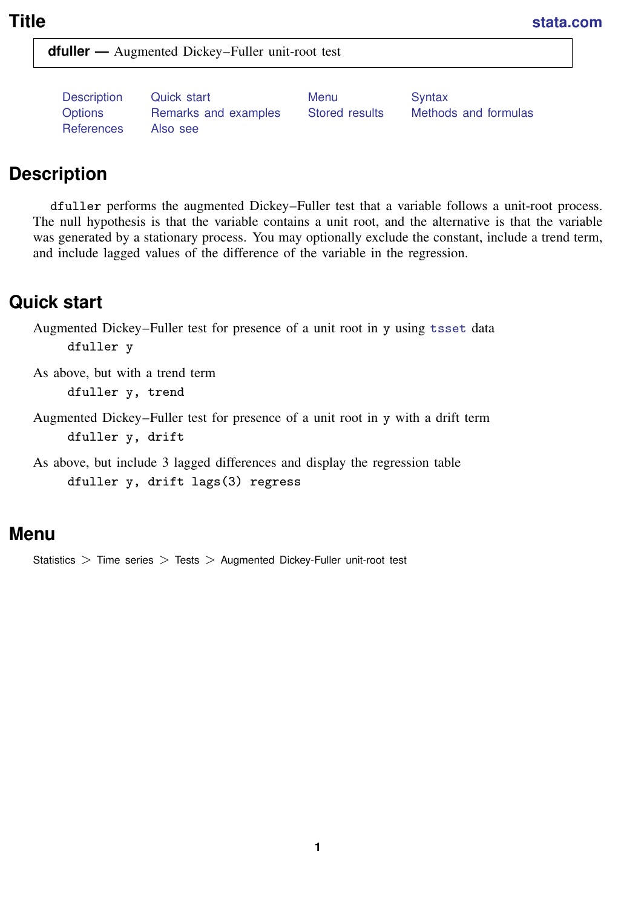# Title

**dfuller —** Augmented Dickey–Fuller unit-root test

Description | Quick start | Menu | Syntax
Options | Remarks and examples | Stored results | Methods and formulas
References | Also see

## Description

`dfuller` performs the augmented Dickey–Fuller test that a variable follows a unit-root process. The null hypothesis is that the variable contains a unit root, and the alternative is that the variable was generated by a stationary process. You may optionally exclude the constant, include a trend term, and include lagged values of the difference of the variable in the regression.

## Quick start

Augmented Dickey–Fuller test for presence of a unit root in `y` using `tsset` data

```
dfuller y
```

As above, but with a trend term

```
dfuller y, trend
```

Augmented Dickey–Fuller test for presence of a unit root in `y` with a drift term

```
dfuller y, drift
```

As above, but include 3 lagged differences and display the regression table

```
dfuller y, drift lags(3) regress
```

## Menu

Statistics > Time series > Tests > Augmented Dickey-Fuller unit-root test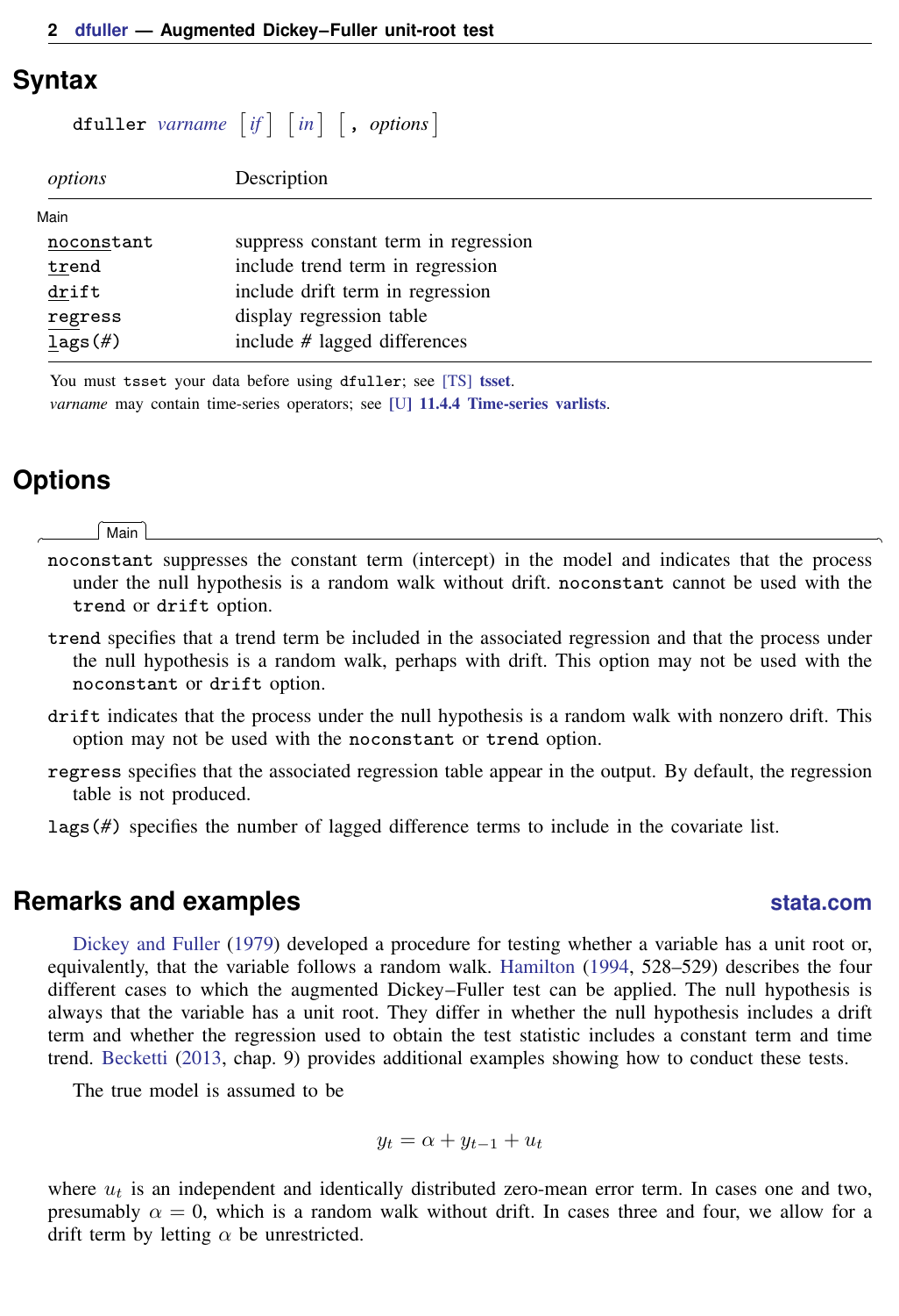## Syntax

```
dfuller varname [if] [in] [, options]
```

| *options* | Description |
|---|---|
| Main | |
| `noconstant` | suppress constant term in regression |
| `trend` | include trend term in regression |
| `drift` | include drift term in regression |
| `regress` | display regression table |
| `lags(#)` | include # lagged differences |

You must `tsset` your data before using `dfuller`; see [TS] **tsset**.
*varname* may contain time-series operators; see [U] **11.4.4 Time-series varlists**.

## Options

Main

`noconstant` suppresses the constant term (intercept) in the model and indicates that the process under the null hypothesis is a random walk without drift. `noconstant` cannot be used with the `trend` or `drift` option.

`trend` specifies that a trend term be included in the associated regression and that the process under the null hypothesis is a random walk, perhaps with drift. This option may not be used with the `noconstant` or `drift` option.

`drift` indicates that the process under the null hypothesis is a random walk with nonzero drift. This option may not be used with the `noconstant` or `trend` option.

`regress` specifies that the associated regression table appear in the output. By default, the regression table is not produced.

`lags(#)` specifies the number of lagged difference terms to include in the covariate list.

## Remarks and examples

Dickey and Fuller (1979) developed a procedure for testing whether a variable has a unit root or, equivalently, that the variable follows a random walk. Hamilton (1994, 528–529) describes the four different cases to which the augmented Dickey–Fuller test can be applied. The null hypothesis is always that the variable has a unit root. They differ in whether the null hypothesis includes a drift term and whether the regression used to obtain the test statistic includes a constant term and time trend. Becketti (2013, chap. 9) provides additional examples showing how to conduct these tests.

The true model is assumed to be

$$y_t = \alpha + y_{t-1} + u_t$$

where $u_t$ is an independent and identically distributed zero-mean error term. In cases one and two, presumably $\alpha = 0$, which is a random walk without drift. In cases three and four, we allow for a drift term by letting $\alpha$ be unrestricted.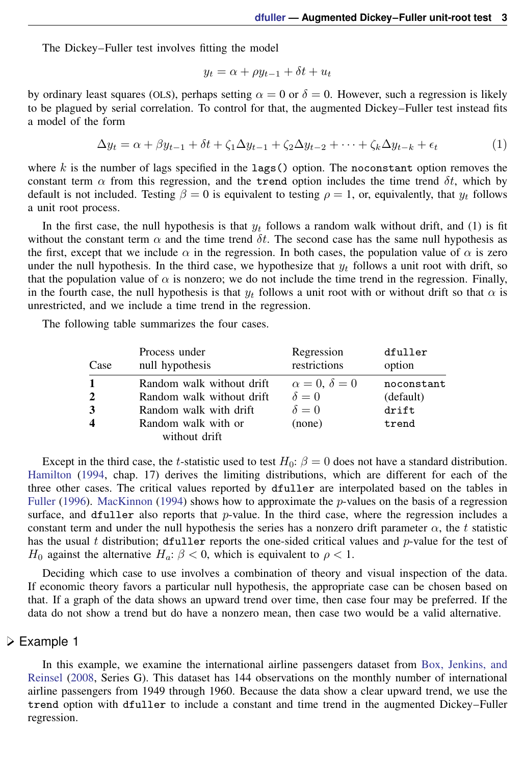The Dickey–Fuller test involves fitting the model

$$y_t = \alpha + \rho y_{t-1} + \delta t + u_t$$

by ordinary least squares (OLS), perhaps setting $\alpha = 0$ or $\delta = 0$. However, such a regression is likely to be plagued by serial correlation. To control for that, the augmented Dickey–Fuller test instead fits a model of the form

$$\Delta y_t = \alpha + \beta y_{t-1} + \delta t + \zeta_1 \Delta y_{t-1} + \zeta_2 \Delta y_{t-2} + \cdots + \zeta_k \Delta y_{t-k} + \epsilon_t \tag{1}$$

where $k$ is the number of lags specified in the `lags()` option. The `noconstant` option removes the constant term $\alpha$ from this regression, and the `trend` option includes the time trend $\delta t$, which by default is not included. Testing $\beta = 0$ is equivalent to testing $\rho = 1$, or, equivalently, that $y_t$ follows a unit root process.

In the first case, the null hypothesis is that $y_t$ follows a random walk without drift, and (1) is fit without the constant term $\alpha$ and the time trend $\delta t$. The second case has the same null hypothesis as the first, except that we include $\alpha$ in the regression. In both cases, the population value of $\alpha$ is zero under the null hypothesis. In the third case, we hypothesize that $y_t$ follows a unit root with drift, so that the population value of $\alpha$ is nonzero; we do not include the time trend in the regression. Finally, in the fourth case, the null hypothesis is that $y_t$ follows a unit root with or without drift so that $\alpha$ is unrestricted, and we include a time trend in the regression.

The following table summarizes the four cases.

| Case | Process under null hypothesis | Regression restrictions | dfuller option |
|---|---|---|---|
| **1** | Random walk without drift | $\alpha = 0$, $\delta = 0$ | `noconstant` |
| **2** | Random walk without drift | $\delta = 0$ | (default) |
| **3** | Random walk with drift | $\delta = 0$ | `drift` |
| **4** | Random walk with or without drift | (none) | `trend` |

Except in the third case, the $t$-statistic used to test $H_0$: $\beta = 0$ does not have a standard distribution. Hamilton (1994, chap. 17) derives the limiting distributions, which are different for each of the three other cases. The critical values reported by `dfuller` are interpolated based on the tables in Fuller (1996). MacKinnon (1994) shows how to approximate the $p$-values on the basis of a regression surface, and `dfuller` also reports that $p$-value. In the third case, where the regression includes a constant term and under the null hypothesis the series has a nonzero drift parameter $\alpha$, the $t$ statistic has the usual $t$ distribution; `dfuller` reports the one-sided critical values and $p$-value for the test of $H_0$ against the alternative $H_a$: $\beta < 0$, which is equivalent to $\rho < 1$.

Deciding which case to use involves a combination of theory and visual inspection of the data. If economic theory favors a particular null hypothesis, the appropriate case can be chosen based on that. If a graph of the data shows an upward trend over time, then case four may be preferred. If the data do not show a trend but do have a nonzero mean, then case two would be a valid alternative.

### ▷ Example 1

In this example, we examine the international airline passengers dataset from Box, Jenkins, and Reinsel (2008, Series G). This dataset has 144 observations on the monthly number of international airline passengers from 1949 through 1960. Because the data show a clear upward trend, we use the `trend` option with `dfuller` to include a constant and time trend in the augmented Dickey–Fuller regression.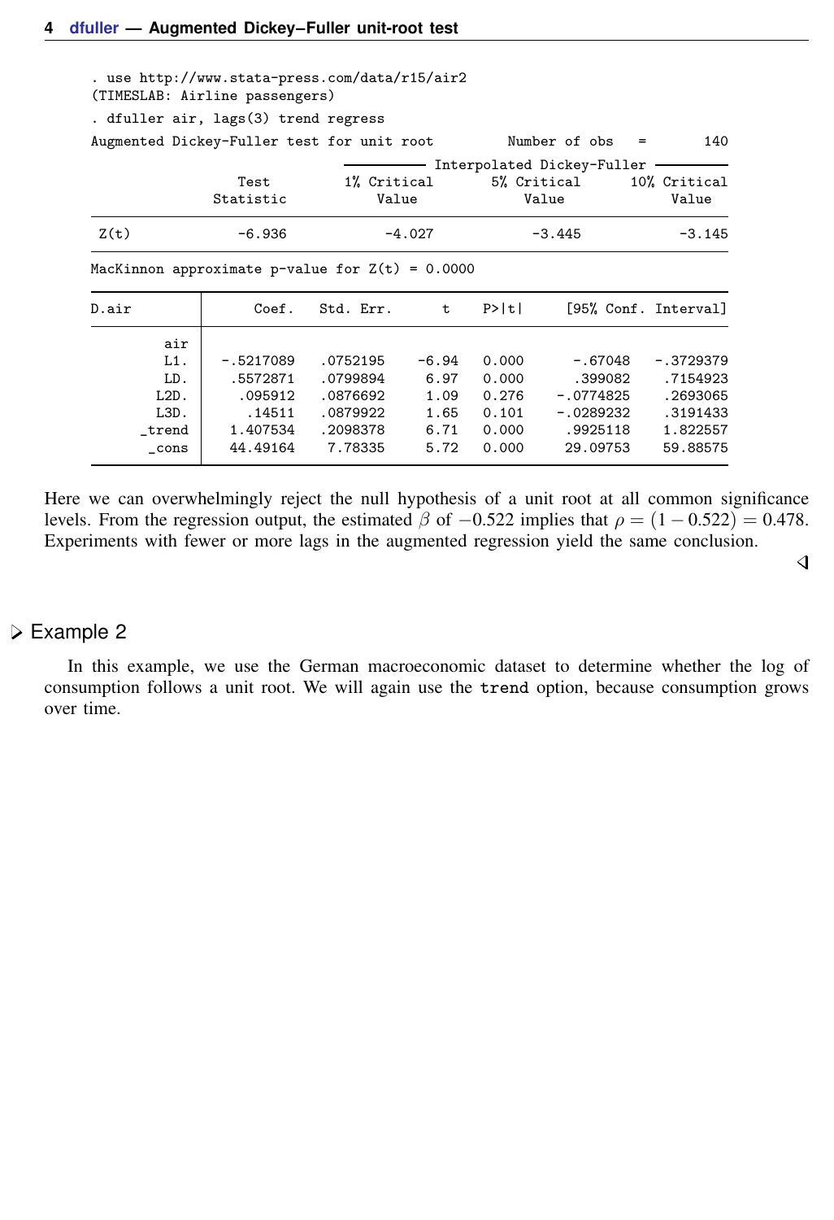```
. use http://www.stata-press.com/data/r15/air2
(TIMESLAB: Airline passengers)
. dfuller air, lags(3) trend regress
Augmented Dickey-Fuller test for unit root         Number of obs   =       140
                               ---------- Interpolated Dickey-Fuller ---------
                  Test         1% Critical       5% Critical      10% Critical
                Statistic          Value             Value             Value
------------------------------------------------------------------------------
 Z(t)             -6.936            -4.027            -3.445            -3.145
------------------------------------------------------------------------------
MacKinnon approximate p-value for Z(t) = 0.0000

------------------------------------------------------------------------------
D.air        |      Coef.   Std. Err.      t    P>|t|     [95% Conf. Interval]
-------------+----------------------------------------------------------------
         air |
         L1. |  -.5217089   .0752195    -6.94   0.000      -.67048   -.3729379
         LD. |   .5572871   .0799894     6.97   0.000      .399082    .7154923
        L2D. |    .095912   .0876692     1.09   0.276    -.0774825    .2693065
        L3D. |     .14511   .0879922     1.65   0.101    -.0289232    .3191433
      _trend |   1.407534   .2098378     6.71   0.000     .9925118    1.822557
       _cons |   44.49164    7.78335     5.72   0.000     29.09753    59.88575
------------------------------------------------------------------------------
```

Here we can overwhelmingly reject the null hypothesis of a unit root at all common significance levels. From the regression output, the estimated $\beta$ of $-0.522$ implies that $\rho = (1 - 0.522) = 0.478$. Experiments with fewer or more lags in the augmented regression yield the same conclusion.

◁

### ▷ Example 2

In this example, we use the German macroeconomic dataset to determine whether the log of consumption follows a unit root. We will again use the `trend` option, because consumption grows over time.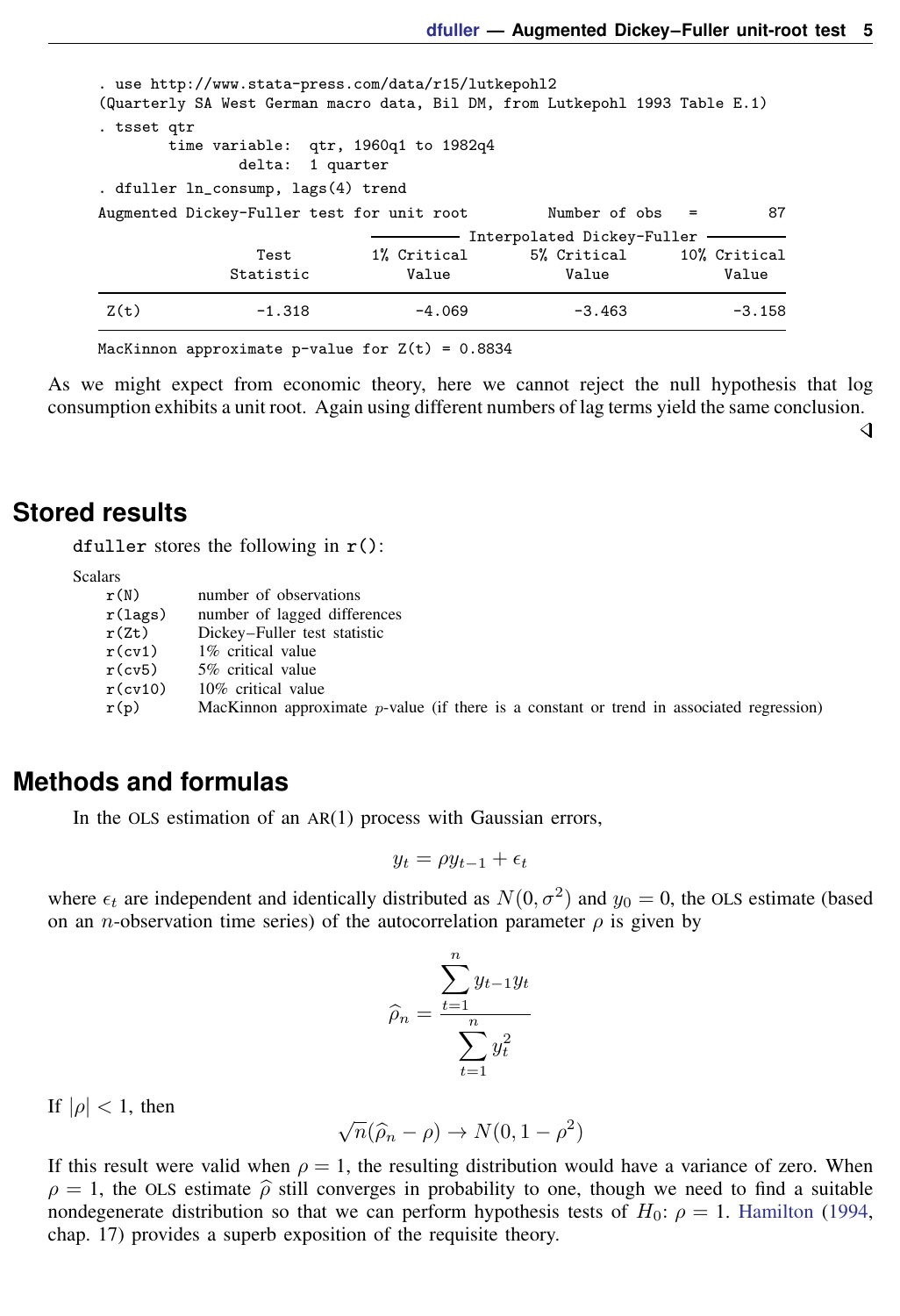```
. use http://www.stata-press.com/data/r15/lutkepohl2
(Quarterly SA West German macro data, Bil DM, from Lutkepohl 1993 Table E.1)
. tsset qtr
        time variable:  qtr, 1960q1 to 1982q4
                delta:  1 quarter
. dfuller ln_consump, lags(4) trend
Augmented Dickey-Fuller test for unit root         Number of obs   =        87
                               ---------- Interpolated Dickey-Fuller ---------
                  Test         1% Critical       5% Critical      10% Critical
               Statistic           Value             Value             Value
------------------------------------------------------------------------------
 Z(t)             -1.318            -4.069            -3.463            -3.158
------------------------------------------------------------------------------
MacKinnon approximate p-value for Z(t) = 0.8834
```

As we might expect from economic theory, here we cannot reject the null hypothesis that log consumption exhibits a unit root. Again using different numbers of lag terms yield the same conclusion.

## Stored results

`dfuller` stores the following in `r()`:

Scalars

| | |
|---|---|
| `r(N)` | number of observations |
| `r(lags)` | number of lagged differences |
| `r(Zt)` | Dickey–Fuller test statistic |
| `r(cv1)` | 1% critical value |
| `r(cv5)` | 5% critical value |
| `r(cv10)` | 10% critical value |
| `r(p)` | MacKinnon approximate $p$-value (if there is a constant or trend in associated regression) |

## Methods and formulas

In the OLS estimation of an AR(1) process with Gaussian errors,

$$y_t = \rho y_{t-1} + \epsilon_t$$

where $\epsilon_t$ are independent and identically distributed as $N(0, \sigma^2)$ and $y_0 = 0$, the OLS estimate (based on an $n$-observation time series) of the autocorrelation parameter $\rho$ is given by

$$\widehat{\rho}_n = \frac{\sum_{t=1}^{n} y_{t-1} y_t}{\sum_{t=1}^{n} y_t^2}$$

If $|\rho| < 1$, then

$$\sqrt{n}(\widehat{\rho}_n - \rho) \rightarrow N(0, 1 - \rho^2)$$

If this result were valid when $\rho = 1$, the resulting distribution would have a variance of zero. When $\rho = 1$, the OLS estimate $\widehat{\rho}$ still converges in probability to one, though we need to find a suitable nondegenerate distribution so that we can perform hypothesis tests of $H_0$: $\rho = 1$. Hamilton (1994, chap. 17) provides a superb exposition of the requisite theory.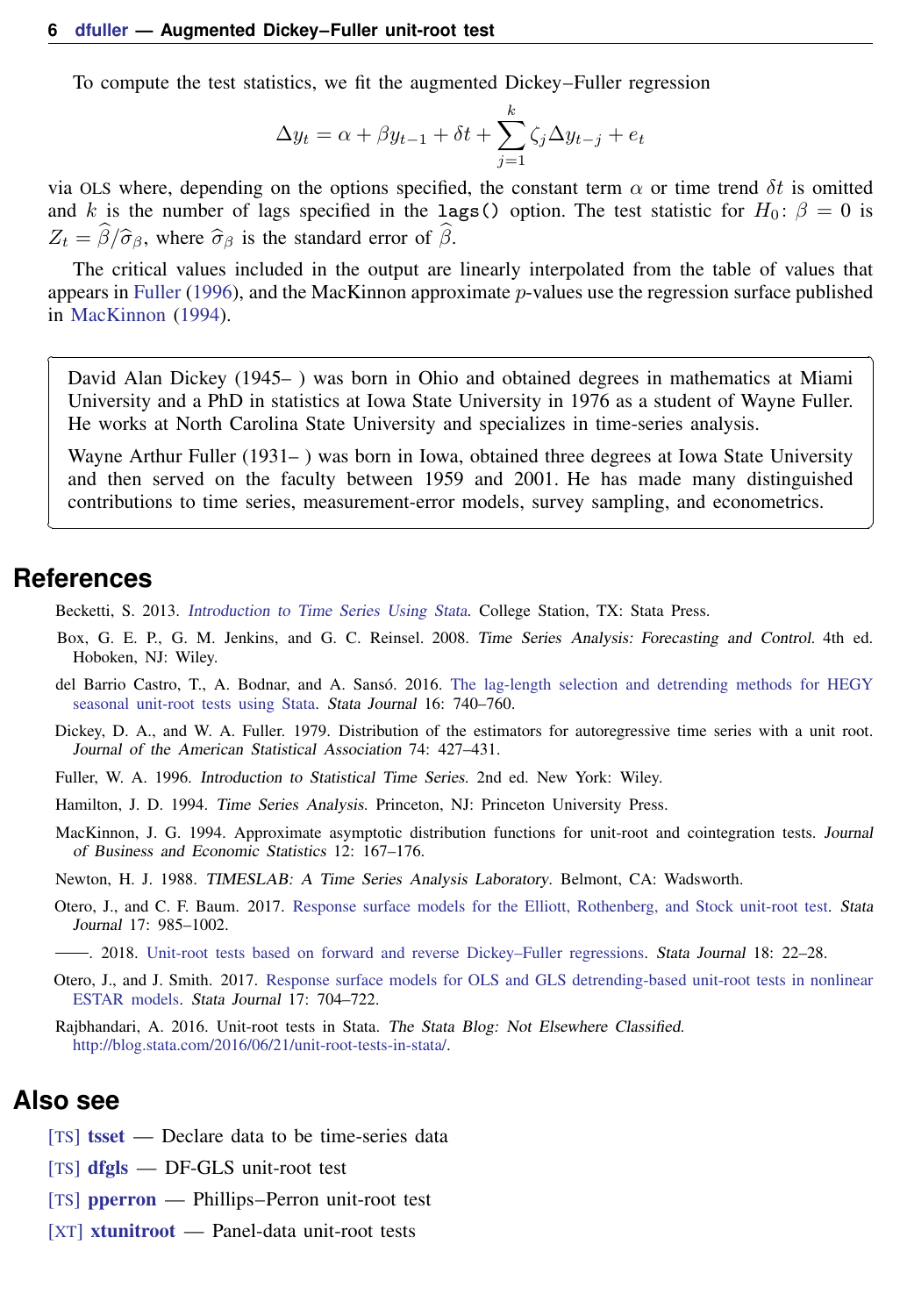To compute the test statistics, we fit the augmented Dickey–Fuller regression

$$\Delta y_t = \alpha + \beta y_{t-1} + \delta t + \sum_{j=1}^{k} \zeta_j \Delta y_{t-j} + e_t$$

via OLS where, depending on the options specified, the constant term $\alpha$ or time trend $\delta t$ is omitted and $k$ is the number of lags specified in the `lags()` option. The test statistic for $H_0$: $\beta = 0$ is $Z_t = \widehat{\beta}/\widehat{\sigma}_\beta$, where $\widehat{\sigma}_\beta$ is the standard error of $\widehat{\beta}$.

The critical values included in the output are linearly interpolated from the table of values that appears in Fuller (1996), and the MacKinnon approximate $p$-values use the regression surface published in MacKinnon (1994).

> David Alan Dickey (1945– ) was born in Ohio and obtained degrees in mathematics at Miami University and a PhD in statistics at Iowa State University in 1976 as a student of Wayne Fuller. He works at North Carolina State University and specializes in time-series analysis.
>
> Wayne Arthur Fuller (1931– ) was born in Iowa, obtained three degrees at Iowa State University and then served on the faculty between 1959 and 2001. He has made many distinguished contributions to time series, measurement-error models, survey sampling, and econometrics.

## References

Becketti, S. 2013. *Introduction to Time Series Using Stata*. College Station, TX: Stata Press.

Box, G. E. P., G. M. Jenkins, and G. C. Reinsel. 2008. *Time Series Analysis: Forecasting and Control*. 4th ed. Hoboken, NJ: Wiley.

del Barrio Castro, T., A. Bodnar, and A. Sansó. 2016. The lag-length selection and detrending methods for HEGY seasonal unit-root tests using Stata. *Stata Journal* 16: 740–760.

Dickey, D. A., and W. A. Fuller. 1979. Distribution of the estimators for autoregressive time series with a unit root. *Journal of the American Statistical Association* 74: 427–431.

Fuller, W. A. 1996. *Introduction to Statistical Time Series*. 2nd ed. New York: Wiley.

Hamilton, J. D. 1994. *Time Series Analysis*. Princeton, NJ: Princeton University Press.

MacKinnon, J. G. 1994. Approximate asymptotic distribution functions for unit-root and cointegration tests. *Journal of Business and Economic Statistics* 12: 167–176.

Newton, H. J. 1988. *TIMESLAB: A Time Series Analysis Laboratory*. Belmont, CA: Wadsworth.

Otero, J., and C. F. Baum. 2017. Response surface models for the Elliott, Rothenberg, and Stock unit-root test. *Stata Journal* 17: 985–1002.

——. 2018. Unit-root tests based on forward and reverse Dickey–Fuller regressions. *Stata Journal* 18: 22–28.

Otero, J., and J. Smith. 2017. Response surface models for OLS and GLS detrending-based unit-root tests in nonlinear ESTAR models. *Stata Journal* 17: 704–722.

Rajbhandari, A. 2016. Unit-root tests in Stata. *The Stata Blog: Not Elsewhere Classified*. http://blog.stata.com/2016/06/21/unit-root-tests-in-stata/.

## Also see

[TS] **tsset** — Declare data to be time-series data

[TS] **dfgls** — DF-GLS unit-root test

[TS] **pperron** — Phillips–Perron unit-root test

[XT] **xtunitroot** — Panel-data unit-root tests